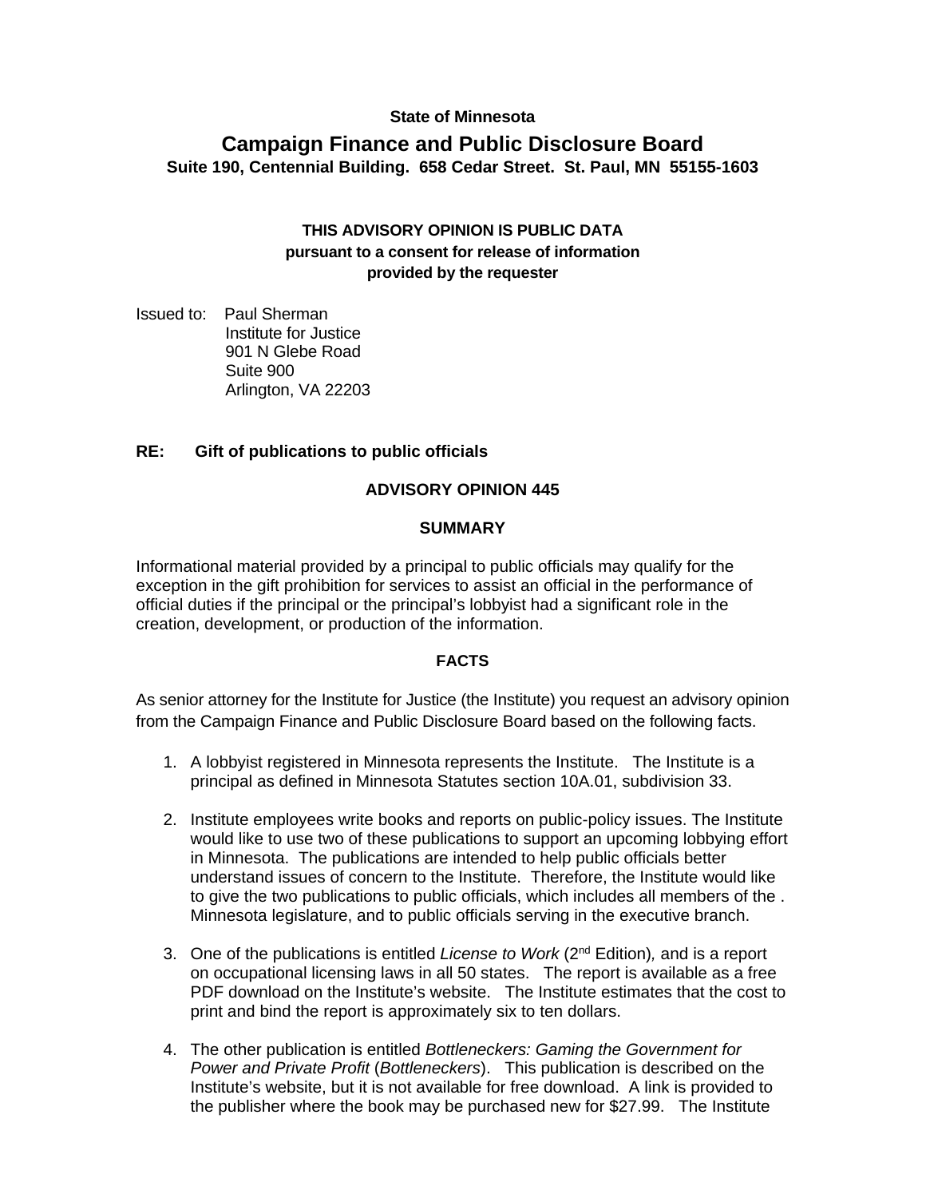**State of Minnesota**

# Campaign Finance and Public Disclosure Board

**Suite 190, Centennial Building. 658 Cedar Street. St. Paul, MN 55155-1603**

**THIS ADVISORY OPINION IS PUBLIC DATA**
**pursuant to a consent for release of information**
**provided by the requester**

Issued to: Paul Sherman
Institute for Justice
901 N Glebe Road
Suite 900
Arlington, VA 22203

**RE: Gift of publications to public officials**

## ADVISORY OPINION 445

### SUMMARY

Informational material provided by a principal to public officials may qualify for the exception in the gift prohibition for services to assist an official in the performance of official duties if the principal or the principal's lobbyist had a significant role in the creation, development, or production of the information.

### FACTS

As senior attorney for the Institute for Justice (the Institute) you request an advisory opinion from the Campaign Finance and Public Disclosure Board based on the following facts.

1. A lobbyist registered in Minnesota represents the Institute. The Institute is a principal as defined in Minnesota Statutes section 10A.01, subdivision 33.

2. Institute employees write books and reports on public-policy issues. The Institute would like to use two of these publications to support an upcoming lobbying effort in Minnesota. The publications are intended to help public officials better understand issues of concern to the Institute. Therefore, the Institute would like to give the two publications to public officials, which includes all members of the . Minnesota legislature, and to public officials serving in the executive branch.

3. One of the publications is entitled *License to Work* (2nd Edition)*,* and is a report on occupational licensing laws in all 50 states. The report is available as a free PDF download on the Institute's website. The Institute estimates that the cost to print and bind the report is approximately six to ten dollars.

4. The other publication is entitled *Bottleneckers: Gaming the Government for Power and Private Profit* (*Bottleneckers*). This publication is described on the Institute's website, but it is not available for free download. A link is provided to the publisher where the book may be purchased new for $27.99. The Institute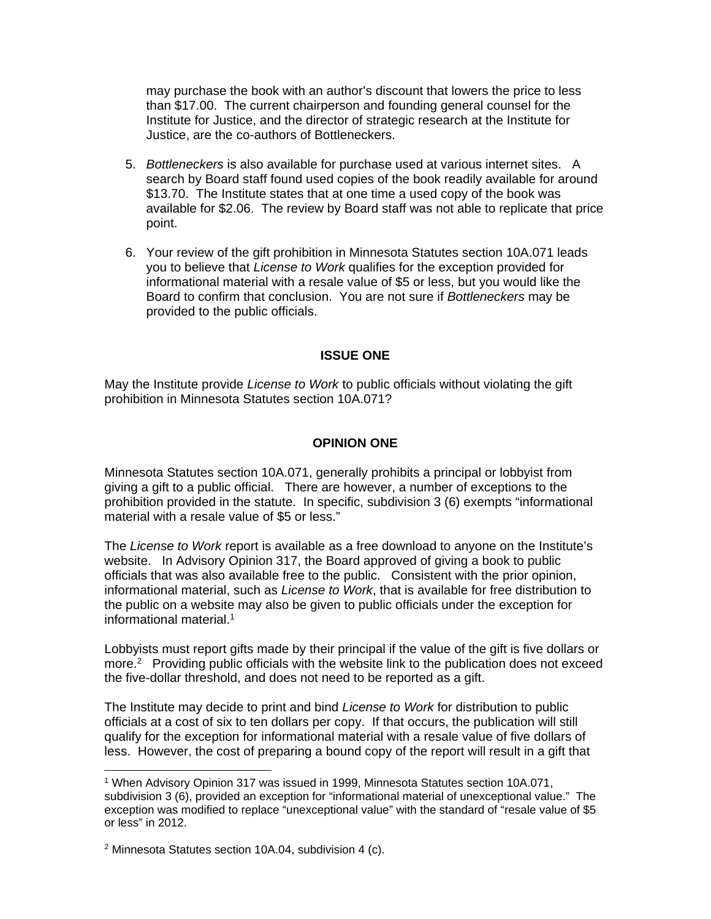may purchase the book with an author's discount that lowers the price to less than $17.00. The current chairperson and founding general counsel for the Institute for Justice, and the director of strategic research at the Institute for Justice, are the co-authors of Bottleneckers.

5. *Bottleneckers* is also available for purchase used at various internet sites. A search by Board staff found used copies of the book readily available for around $13.70. The Institute states that at one time a used copy of the book was available for $2.06. The review by Board staff was not able to replicate that price point.

6. Your review of the gift prohibition in Minnesota Statutes section 10A.071 leads you to believe that *License to Work* qualifies for the exception provided for informational material with a resale value of $5 or less, but you would like the Board to confirm that conclusion. You are not sure if *Bottleneckers* may be provided to the public officials.

**ISSUE ONE**

May the Institute provide *License to Work* to public officials without violating the gift prohibition in Minnesota Statutes section 10A.071?

**OPINION ONE**

Minnesota Statutes section 10A.071, generally prohibits a principal or lobbyist from giving a gift to a public official. There are however, a number of exceptions to the prohibition provided in the statute. In specific, subdivision 3 (6) exempts "informational material with a resale value of $5 or less."

The *License to Work* report is available as a free download to anyone on the Institute's website. In Advisory Opinion 317, the Board approved of giving a book to public officials that was also available free to the public. Consistent with the prior opinion, informational material, such as *License to Work*, that is available for free distribution to the public on a website may also be given to public officials under the exception for informational material.[1]

Lobbyists must report gifts made by their principal if the value of the gift is five dollars or more.[2] Providing public officials with the website link to the publication does not exceed the five-dollar threshold, and does not need to be reported as a gift.

The Institute may decide to print and bind *License to Work* for distribution to public officials at a cost of six to ten dollars per copy. If that occurs, the publication will still qualify for the exception for informational material with a resale value of five dollars of less. However, the cost of preparing a bound copy of the report will result in a gift that

---

[1] When Advisory Opinion 317 was issued in 1999, Minnesota Statutes section 10A.071, subdivision 3 (6), provided an exception for "informational material of unexceptional value." The exception was modified to replace "unexceptional value" with the standard of "resale value of $5 or less" in 2012.

[2] Minnesota Statutes section 10A.04, subdivision 4 (c).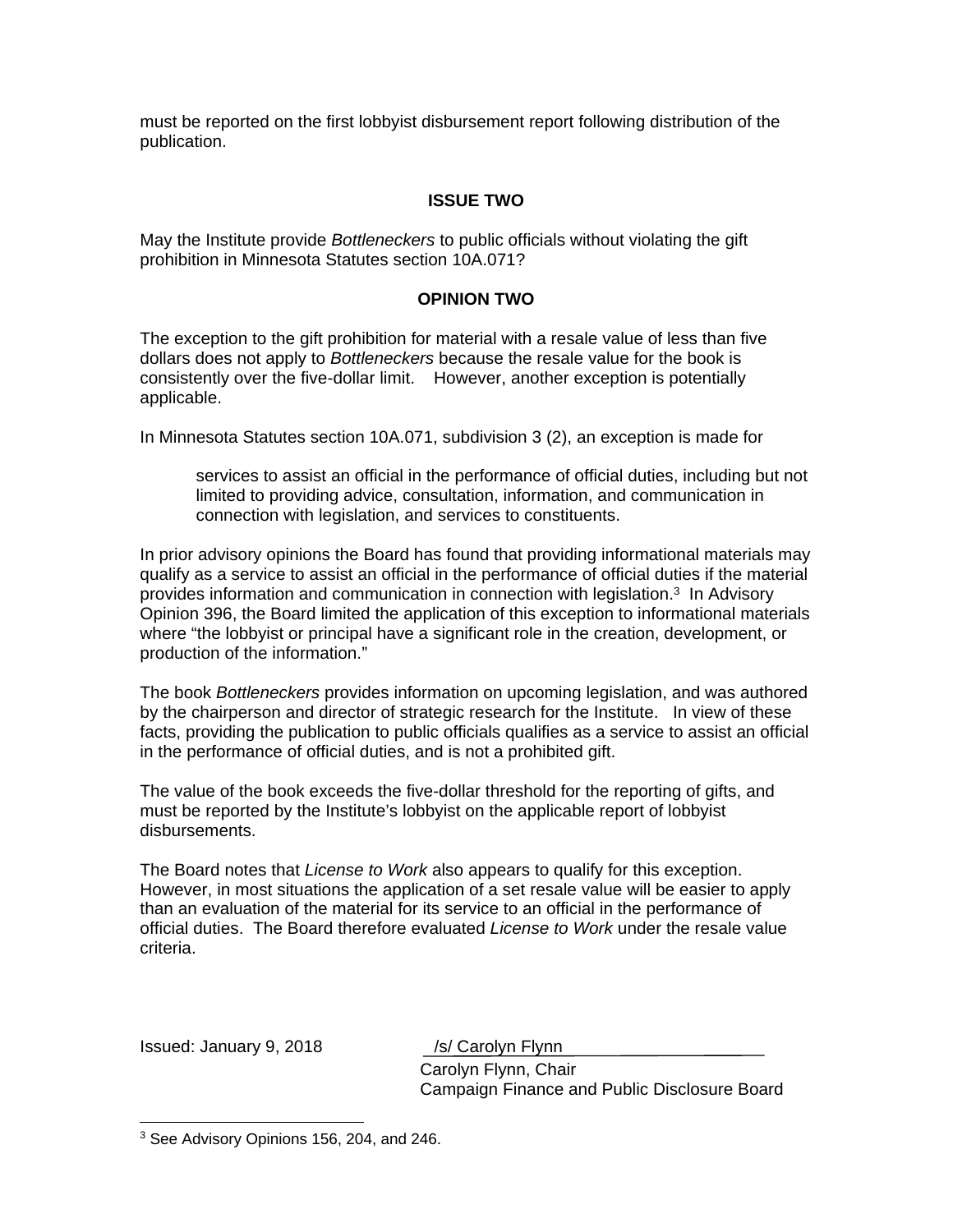must be reported on the first lobbyist disbursement report following distribution of the publication.

## ISSUE TWO

May the Institute provide *Bottleneckers* to public officials without violating the gift prohibition in Minnesota Statutes section 10A.071?

## OPINION TWO

The exception to the gift prohibition for material with a resale value of less than five dollars does not apply to *Bottleneckers* because the resale value for the book is consistently over the five-dollar limit. However, another exception is potentially applicable.

In Minnesota Statutes section 10A.071, subdivision 3 (2), an exception is made for

> services to assist an official in the performance of official duties, including but not limited to providing advice, consultation, information, and communication in connection with legislation, and services to constituents.

In prior advisory opinions the Board has found that providing informational materials may qualify as a service to assist an official in the performance of official duties if the material provides information and communication in connection with legislation.[3] In Advisory Opinion 396, the Board limited the application of this exception to informational materials where "the lobbyist or principal have a significant role in the creation, development, or production of the information."

The book *Bottleneckers* provides information on upcoming legislation, and was authored by the chairperson and director of strategic research for the Institute. In view of these facts, providing the publication to public officials qualifies as a service to assist an official in the performance of official duties, and is not a prohibited gift.

The value of the book exceeds the five-dollar threshold for the reporting of gifts, and must be reported by the Institute's lobbyist on the applicable report of lobbyist disbursements.

The Board notes that *License to Work* also appears to qualify for this exception. However, in most situations the application of a set resale value will be easier to apply than an evaluation of the material for its service to an official in the performance of official duties. The Board therefore evaluated *License to Work* under the resale value criteria.

Issued: January 9, 2018

/s/ Carolyn Flynn

Carolyn Flynn, Chair
Campaign Finance and Public Disclosure Board

[3] See Advisory Opinions 156, 204, and 246.